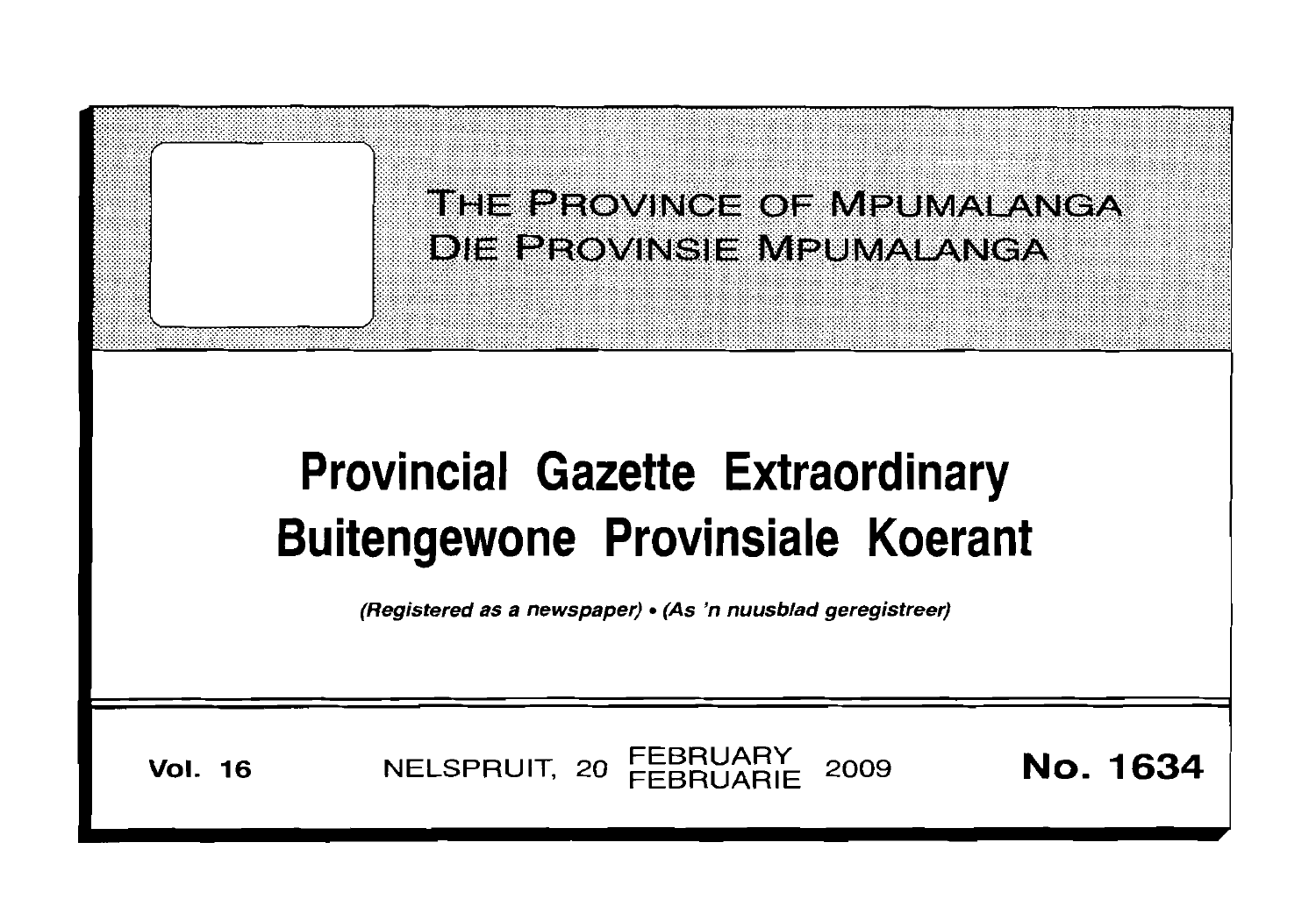# THE PROVINCE OF MPUMALANGA
# DIE PROVINSIE MPUMALANGA

# Provincial Gazette Extraordinary
# Buitengewone Provinsiale Koerant

*(Registered as a newspaper)* • *(As 'n nuusblad geregistreer)*

**Vol. 16** NELSPRUIT, 20 FEBRUARY FEBRUARIE 2009 **No. 1634**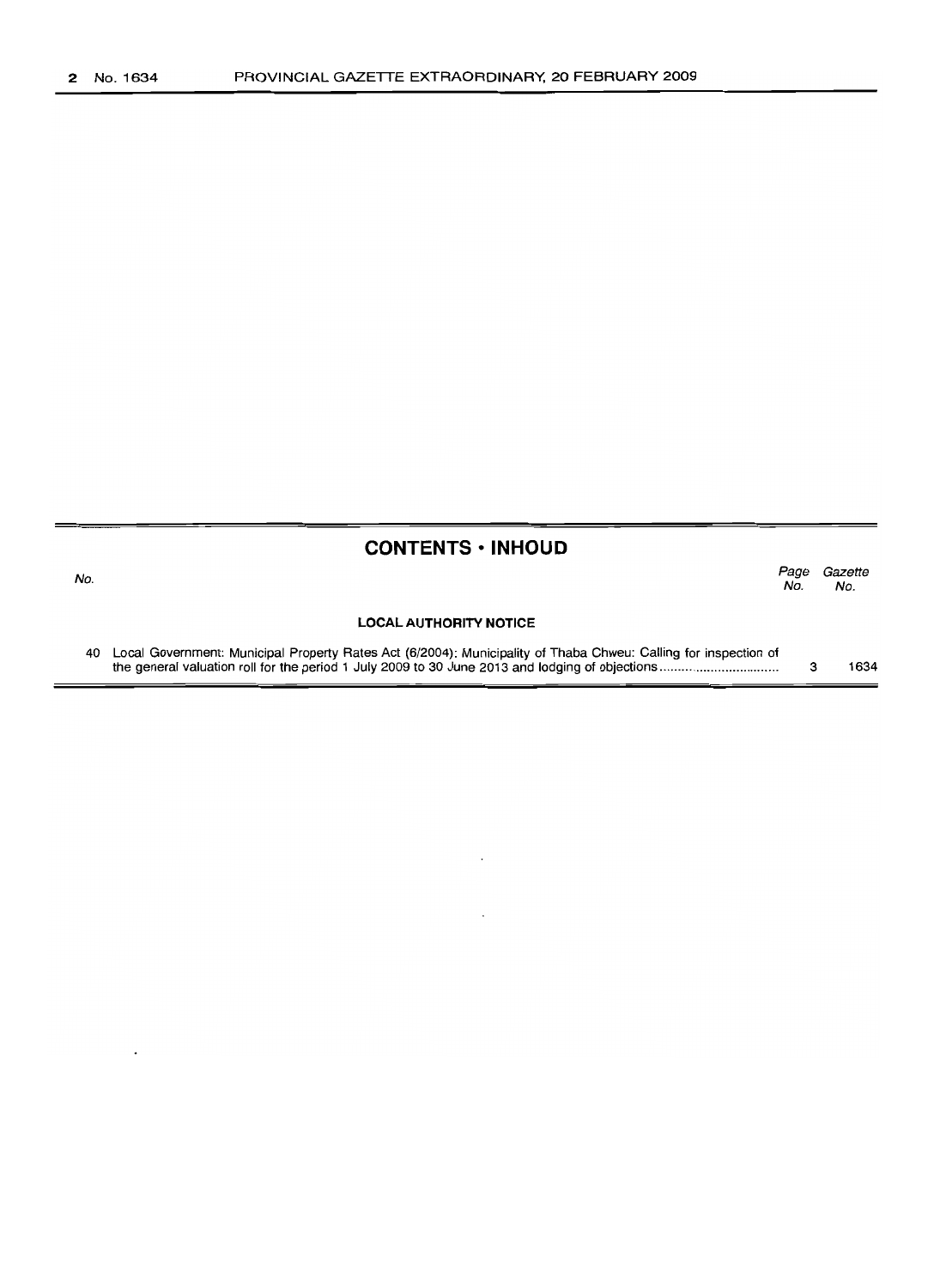## CONTENTS • INHOUD

| No. | | Page No. | Gazette No. |
|---|---|---|---|
| | **LOCAL AUTHORITY NOTICE** | | |
| 40 | Local Government: Municipal Property Rates Act (6/2004): Municipality of Thaba Chweu: Calling for inspection of the general valuation roll for the period 1 July 2009 to 30 June 2013 and lodging of objections | 3 | 1634 |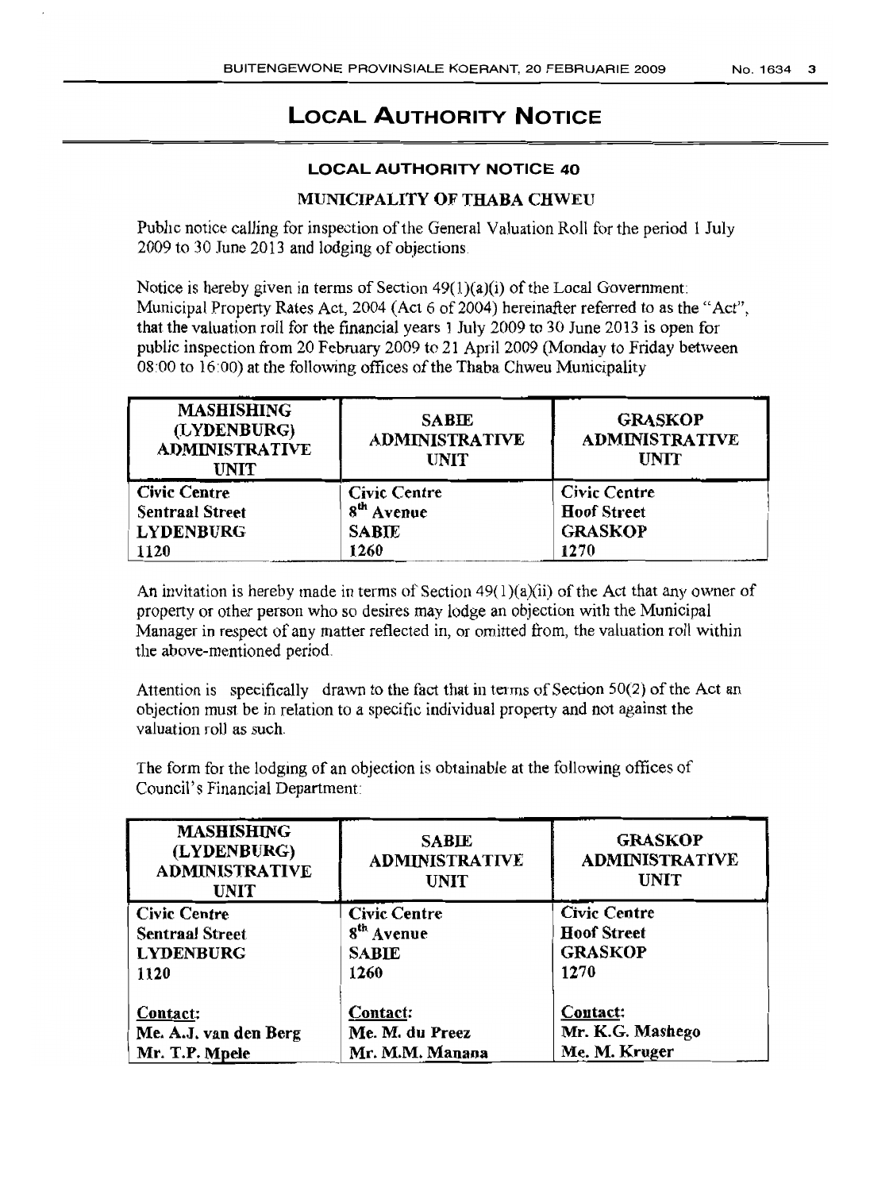# LOCAL AUTHORITY NOTICE

## LOCAL AUTHORITY NOTICE 40

### MUNICIPALITY OF THABA CHWEU

Public notice calling for inspection of the General Valuation Roll for the period 1 July 2009 to 30 June 2013 and lodging of objections.

Notice is hereby given in terms of Section 49(1)(a)(i) of the Local Government: Municipal Property Rates Act, 2004 (Act 6 of 2004) hereinafter referred to as the "Act", that the valuation roll for the financial years 1 July 2009 to 30 June 2013 is open for public inspection from 20 February 2009 to 21 April 2009 (Monday to Friday between 08:00 to 16:00) at the following offices of the Thaba Chweu Municipality

| MASHISHING (LYDENBURG) ADMINISTRATIVE UNIT | SABIE ADMINISTRATIVE UNIT | GRASKOP ADMINISTRATIVE UNIT |
|---|---|---|
| **Civic Centre** | **Civic Centre** | **Civic Centre** |
| **Sentraal Street** | **8th Avenue** | **Hoof Street** |
| **LYDENBURG** | **SABIE** | **GRASKOP** |
| **1120** | **1260** | **1270** |

An invitation is hereby made in terms of Section 49(1)(a)(ii) of the Act that any owner of property or other person who so desires may lodge an objection with the Municipal Manager in respect of any matter reflected in, or omitted from, the valuation roll within the above-mentioned period.

Attention is specifically drawn to the fact that in terms of Section 50(2) of the Act an objection must be in relation to a specific individual property and not against the valuation roll as such.

The form for the lodging of an objection is obtainable at the following offices of Council's Financial Department:

| MASHISHING (LYDENBURG) ADMINISTRATIVE UNIT | SABIE ADMINISTRATIVE UNIT | GRASKOP ADMINISTRATIVE UNIT |
|---|---|---|
| **Civic Centre** | **Civic Centre** | **Civic Centre** |
| **Sentraal Street** | **8th Avenue** | **Hoof Street** |
| **LYDENBURG** | **SABIE** | **GRASKOP** |
| **1120** | **1260** | **1270** |
| **Contact:** | **Contact:** | **Contact:** |
| **Me. A.J. van den Berg** | **Me. M. du Preez** | **Mr. K.G. Mashego** |
| **Mr. T.P. Mpele** | **Mr. M.M. Manana** | **Me. M. Kruger** |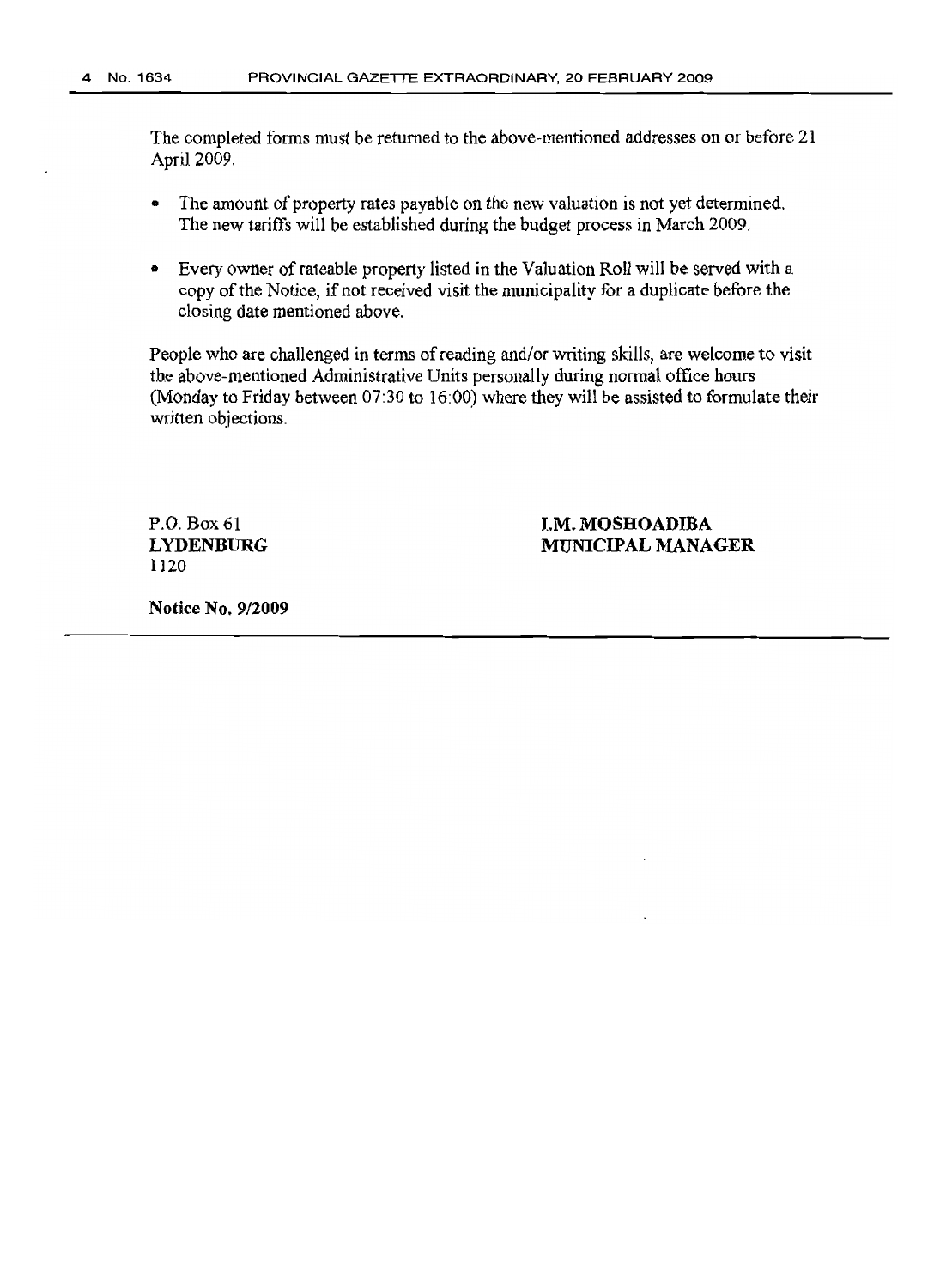The completed forms must be returned to the above-mentioned addresses on or before 21 April 2009.

- The amount of property rates payable on the new valuation is not yet determined. The new tariffs will be established during the budget process in March 2009.
- Every owner of rateable property listed in the Valuation Roll will be served with a copy of the Notice, if not received visit the municipality for a duplicate before the closing date mentioned above.

People who are challenged in terms of reading and/or writing skills, are welcome to visit the above-mentioned Administrative Units personally during normal office hours (Monday to Friday between 07:30 to 16:00) where they will be assisted to formulate their written objections.

P.O. Box 61
**LYDENBURG**
1120

**I.M. MOSHOADIBA**
**MUNICIPAL MANAGER**

**Notice No. 9/2009**